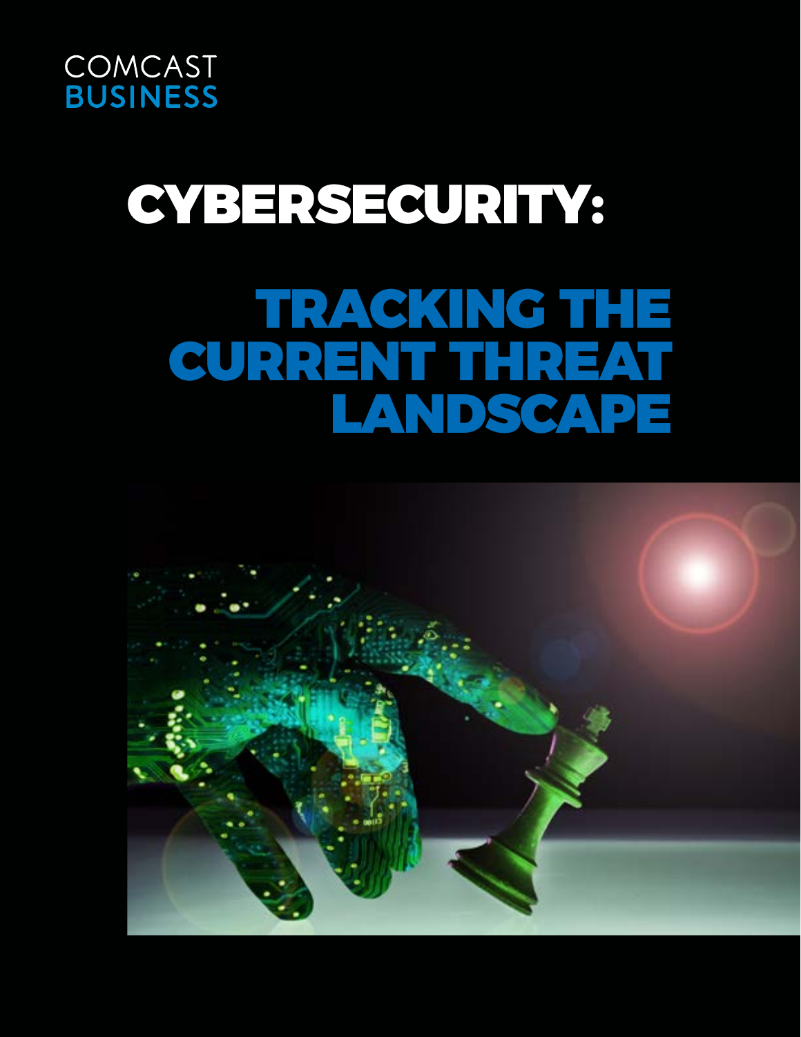COMCAST
BUSINESS

# CYBERSECURITY:

# TRACKING THE CURRENT THREAT LANDSCAPE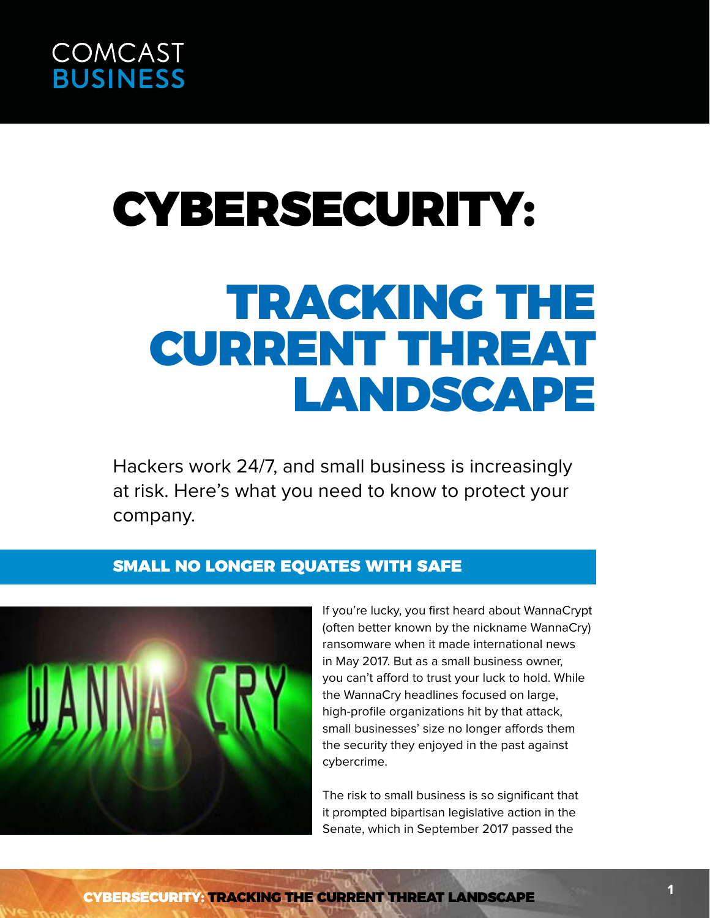COMCAST
BUSINESS

# CYBERSECURITY:

# TRACKING THE CURRENT THREAT LANDSCAPE

Hackers work 24/7, and small business is increasingly at risk. Here's what you need to know to protect your company.

## SMALL NO LONGER EQUATES WITH SAFE

If you're lucky, you first heard about WannaCrypt (often better known by the nickname WannaCry) ransomware when it made international news in May 2017. But as a small business owner, you can't afford to trust your luck to hold. While the WannaCry headlines focused on large, high-profile organizations hit by that attack, small businesses' size no longer affords them the security they enjoyed in the past against cybercrime.

The risk to small business is so significant that it prompted bipartisan legislative action in the Senate, which in September 2017 passed the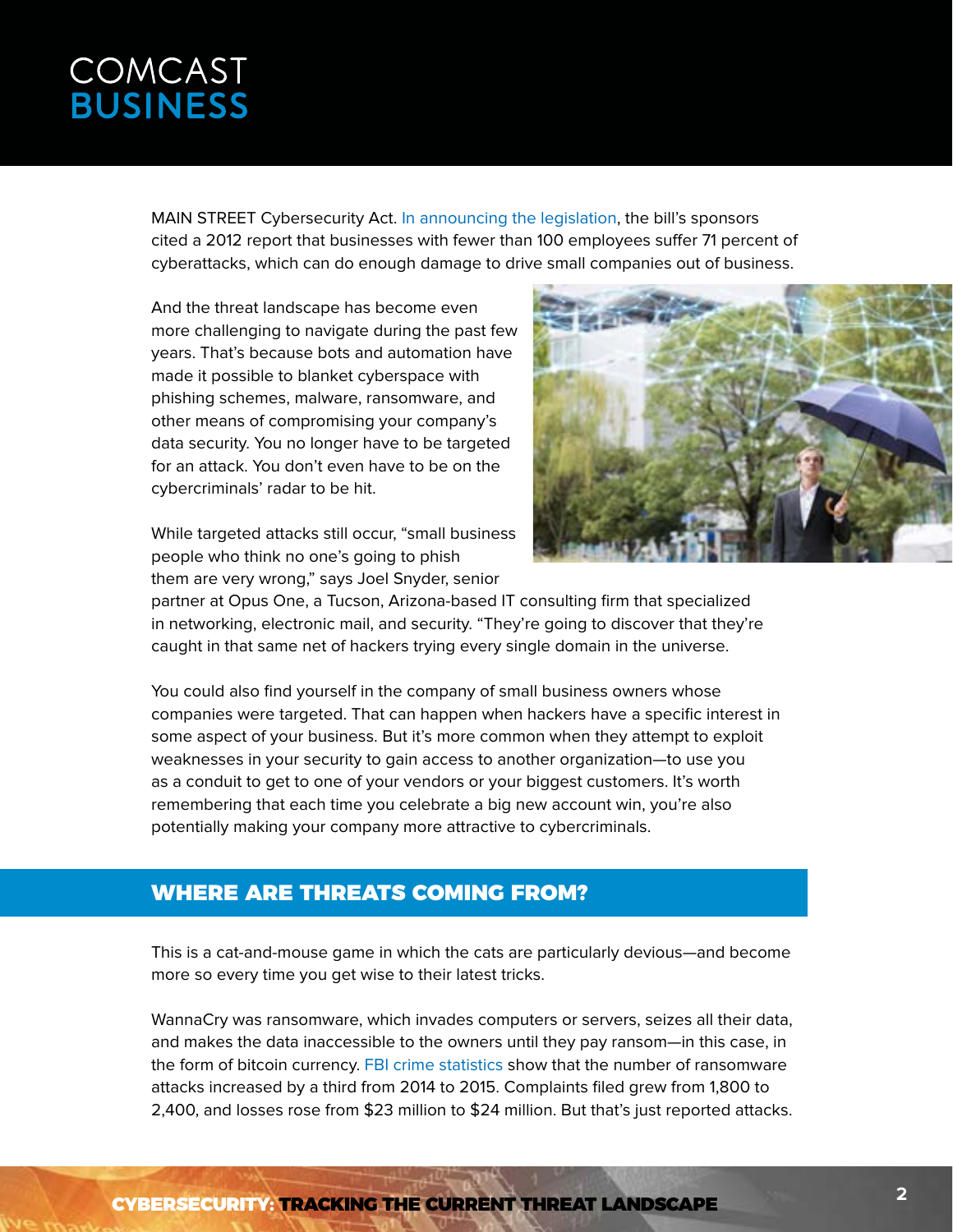MAIN STREET Cybersecurity Act. In announcing the legislation, the bill's sponsors cited a 2012 report that businesses with fewer than 100 employees suffer 71 percent of cyberattacks, which can do enough damage to drive small companies out of business.

And the threat landscape has become even more challenging to navigate during the past few years. That's because bots and automation have made it possible to blanket cyberspace with phishing schemes, malware, ransomware, and other means of compromising your company's data security. You no longer have to be targeted for an attack. You don't even have to be on the cybercriminals' radar to be hit.

While targeted attacks still occur, "small business people who think no one's going to phish them are very wrong," says Joel Snyder, senior partner at Opus One, a Tucson, Arizona-based IT consulting firm that specialized in networking, electronic mail, and security. "They're going to discover that they're caught in that same net of hackers trying every single domain in the universe.

You could also find yourself in the company of small business owners whose companies were targeted. That can happen when hackers have a specific interest in some aspect of your business. But it's more common when they attempt to exploit weaknesses in your security to gain access to another organization—to use you as a conduit to get to one of your vendors or your biggest customers. It's worth remembering that each time you celebrate a big new account win, you're also potentially making your company more attractive to cybercriminals.

## WHERE ARE THREATS COMING FROM?

This is a cat-and-mouse game in which the cats are particularly devious—and become more so every time you get wise to their latest tricks.

WannaCry was ransomware, which invades computers or servers, seizes all their data, and makes the data inaccessible to the owners until they pay ransom—in this case, in the form of bitcoin currency. FBI crime statistics show that the number of ransomware attacks increased by a third from 2014 to 2015. Complaints filed grew from 1,800 to 2,400, and losses rose from $23 million to $24 million. But that's just reported attacks.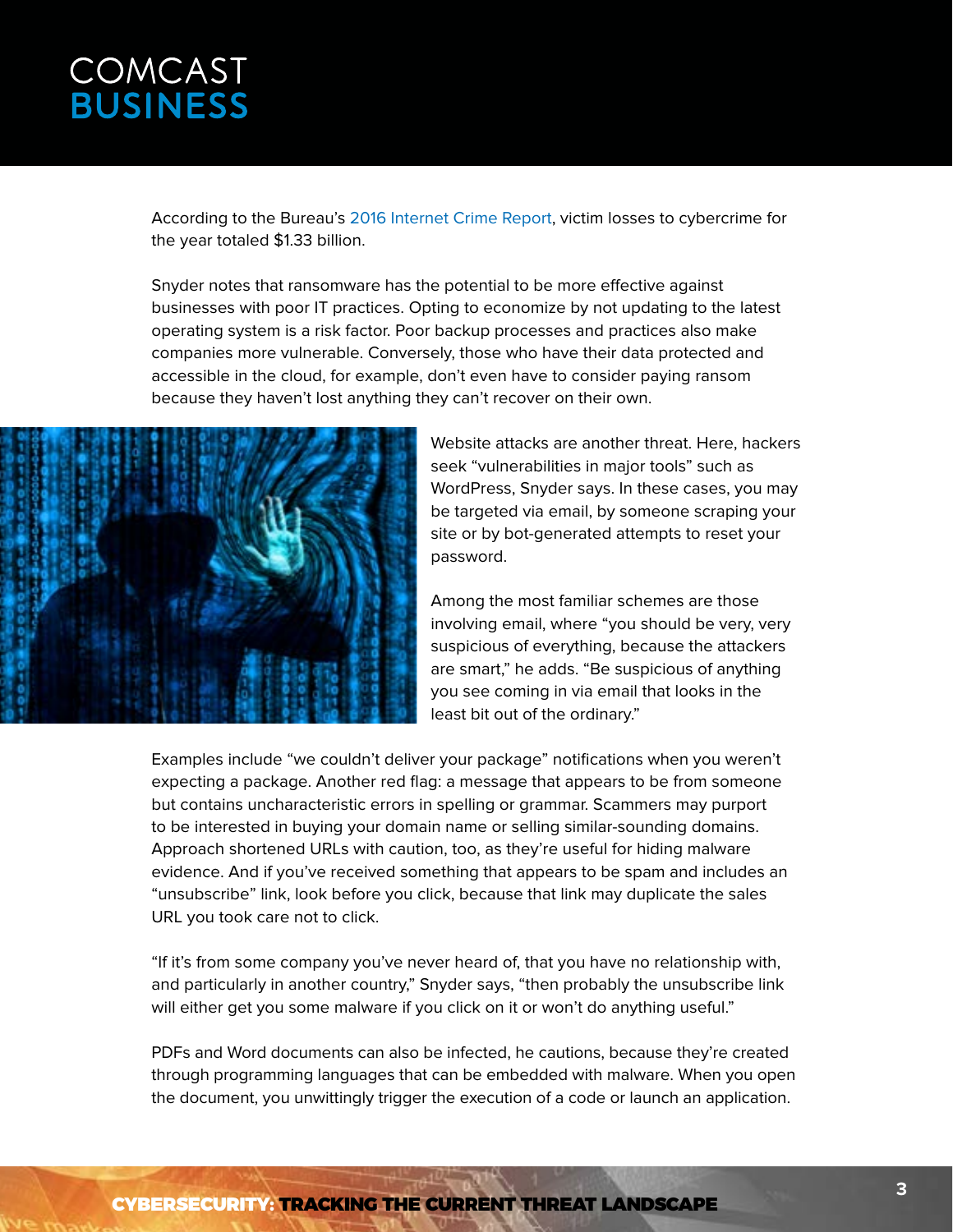According to the Bureau's 2016 Internet Crime Report, victim losses to cybercrime for the year totaled $1.33 billion.

Snyder notes that ransomware has the potential to be more effective against businesses with poor IT practices. Opting to economize by not updating to the latest operating system is a risk factor. Poor backup processes and practices also make companies more vulnerable. Conversely, those who have their data protected and accessible in the cloud, for example, don't even have to consider paying ransom because they haven't lost anything they can't recover on their own.

Website attacks are another threat. Here, hackers seek "vulnerabilities in major tools" such as WordPress, Snyder says. In these cases, you may be targeted via email, by someone scraping your site or by bot-generated attempts to reset your password.

Among the most familiar schemes are those involving email, where "you should be very, very suspicious of everything, because the attackers are smart," he adds. "Be suspicious of anything you see coming in via email that looks in the least bit out of the ordinary."

Examples include "we couldn't deliver your package" notifications when you weren't expecting a package. Another red flag: a message that appears to be from someone but contains uncharacteristic errors in spelling or grammar. Scammers may purport to be interested in buying your domain name or selling similar-sounding domains. Approach shortened URLs with caution, too, as they're useful for hiding malware evidence. And if you've received something that appears to be spam and includes an "unsubscribe" link, look before you click, because that link may duplicate the sales URL you took care not to click.

"If it's from some company you've never heard of, that you have no relationship with, and particularly in another country," Snyder says, "then probably the unsubscribe link will either get you some malware if you click on it or won't do anything useful."

PDFs and Word documents can also be infected, he cautions, because they're created through programming languages that can be embedded with malware. When you open the document, you unwittingly trigger the execution of a code or launch an application.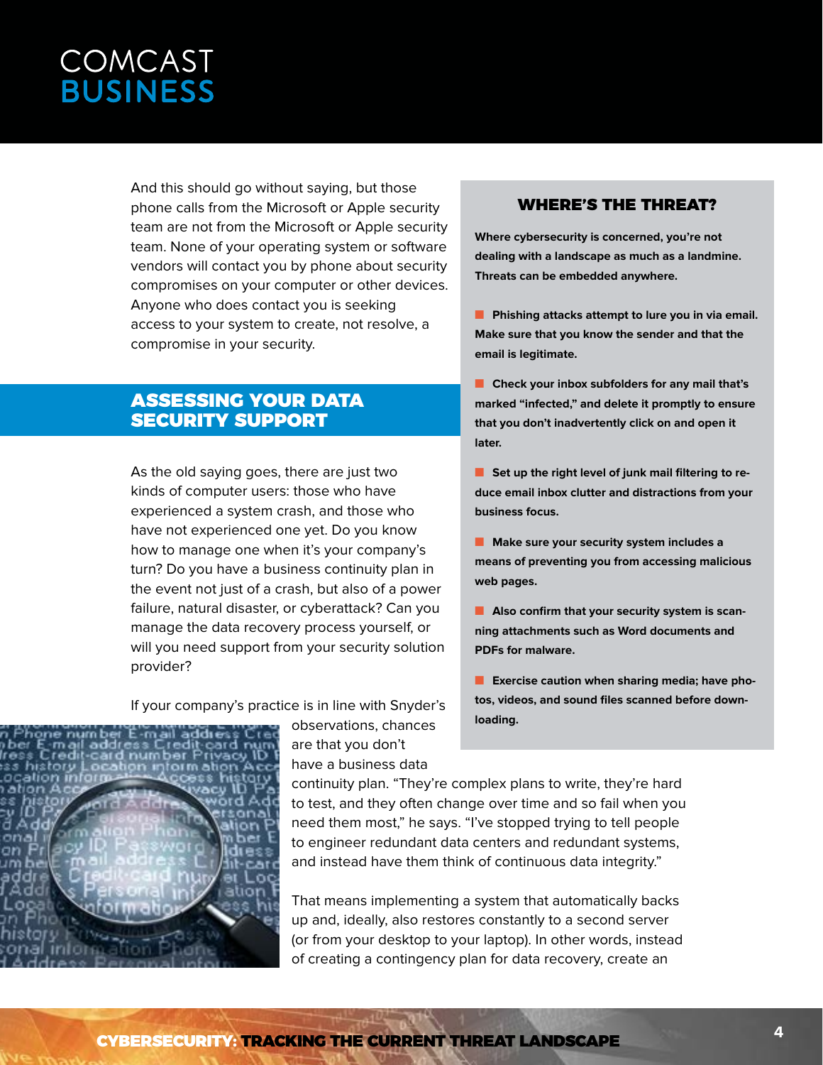And this should go without saying, but those phone calls from the Microsoft or Apple security team are not from the Microsoft or Apple security team. None of your operating system or software vendors will contact you by phone about security compromises on your computer or other devices. Anyone who does contact you is seeking access to your system to create, not resolve, a compromise in your security.

## ASSESSING YOUR DATA SECURITY SUPPORT

As the old saying goes, there are just two kinds of computer users: those who have experienced a system crash, and those who have not experienced one yet. Do you know how to manage one when it's your company's turn? Do you have a business continuity plan in the event not just of a crash, but also of a power failure, natural disaster, or cyberattack? Can you manage the data recovery process yourself, or will you need support from your security solution provider?

If your company's practice is in line with Snyder's observations, chances are that you don't have a business data continuity plan. "They're complex plans to write, they're hard to test, and they often change over time and so fail when you need them most," he says. "I've stopped trying to tell people to engineer redundant data centers and redundant systems, and instead have them think of continuous data integrity."

That means implementing a system that automatically backs up and, ideally, also restores constantly to a second server (or from your desktop to your laptop). In other words, instead of creating a contingency plan for data recovery, create an

### WHERE'S THE THREAT?

**Where cybersecurity is concerned, you're not dealing with a landscape as much as a landmine. Threats can be embedded anywhere.**

- **Phishing attacks attempt to lure you in via email. Make sure that you know the sender and that the email is legitimate.**
- **Check your inbox subfolders for any mail that's marked "infected," and delete it promptly to ensure that you don't inadvertently click on and open it later.**
- **Set up the right level of junk mail filtering to reduce email inbox clutter and distractions from your business focus.**
- **Make sure your security system includes a means of preventing you from accessing malicious web pages.**
- **Also confirm that your security system is scanning attachments such as Word documents and PDFs for malware.**
- **Exercise caution when sharing media; have photos, videos, and sound files scanned before downloading.**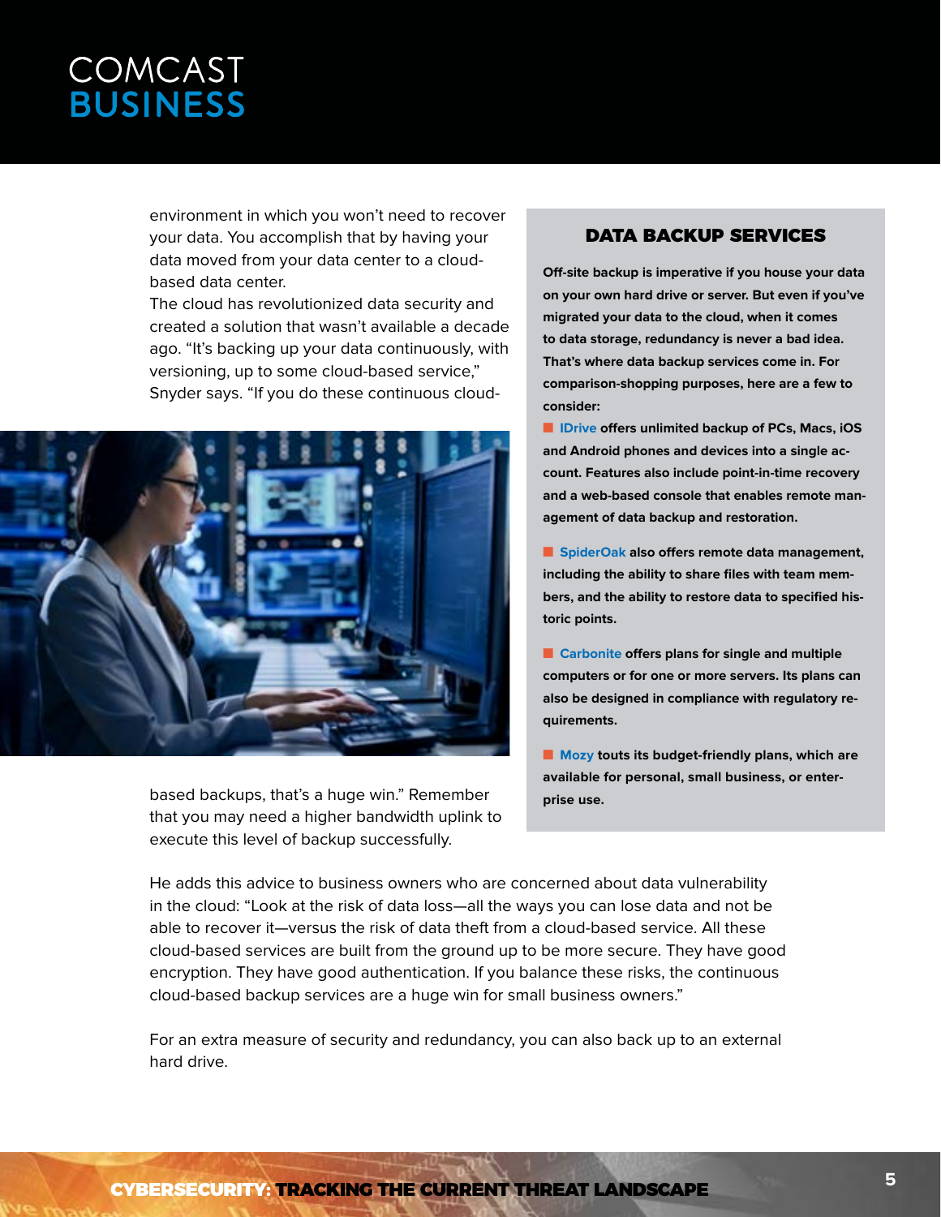environment in which you won't need to recover your data. You accomplish that by having your data moved from your data center to a cloud-based data center.

The cloud has revolutionized data security and created a solution that wasn't available a decade ago. "It's backing up your data continuously, with versioning, up to some cloud-based service," Snyder says. "If you do these continuous cloud-based backups, that's a huge win." Remember that you may need a higher bandwidth uplink to execute this level of backup successfully.

## DATA BACKUP SERVICES

**Off-site backup is imperative if you house your data on your own hard drive or server. But even if you've migrated your data to the cloud, when it comes to data storage, redundancy is never a bad idea. That's where data backup services come in. For comparison-shopping purposes, here are a few to consider:**

- **IDrive offers unlimited backup of PCs, Macs, iOS and Android phones and devices into a single account. Features also include point-in-time recovery and a web-based console that enables remote management of data backup and restoration.**
- **SpiderOak also offers remote data management, including the ability to share files with team members, and the ability to restore data to specified historic points.**
- **Carbonite offers plans for single and multiple computers or for one or more servers. Its plans can also be designed in compliance with regulatory requirements.**
- **Mozy touts its budget-friendly plans, which are available for personal, small business, or enterprise use.**

He adds this advice to business owners who are concerned about data vulnerability in the cloud: "Look at the risk of data loss—all the ways you can lose data and not be able to recover it—versus the risk of data theft from a cloud-based service. All these cloud-based services are built from the ground up to be more secure. They have good encryption. They have good authentication. If you balance these risks, the continuous cloud-based backup services are a huge win for small business owners."

For an extra measure of security and redundancy, you can also back up to an external hard drive.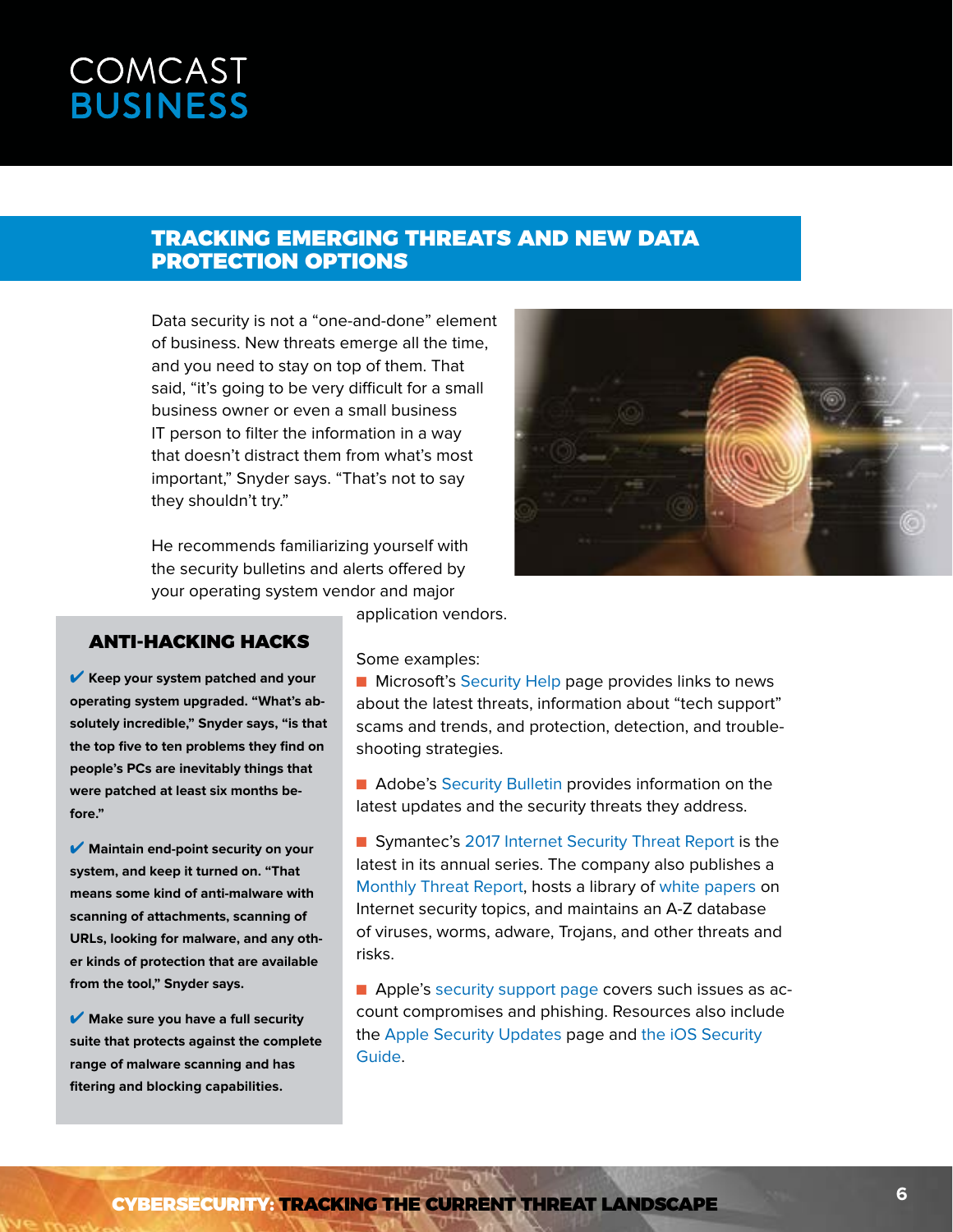## TRACKING EMERGING THREATS AND NEW DATA PROTECTION OPTIONS

Data security is not a "one-and-done" element of business. New threats emerge all the time, and you need to stay on top of them. That said, "it's going to be very difficult for a small business owner or even a small business IT person to filter the information in a way that doesn't distract them from what's most important," Snyder says. "That's not to say they shouldn't try."

He recommends familiarizing yourself with the security bulletins and alerts offered by your operating system vendor and major application vendors.

Some examples:

- Microsoft's Security Help page provides links to news about the latest threats, information about "tech support" scams and trends, and protection, detection, and trouble-shooting strategies.
- Adobe's Security Bulletin provides information on the latest updates and the security threats they address.
- Symantec's 2017 Internet Security Threat Report is the latest in its annual series. The company also publishes a Monthly Threat Report, hosts a library of white papers on Internet security topics, and maintains an A-Z database of viruses, worms, adware, Trojans, and other threats and risks.
- Apple's security support page covers such issues as account compromises and phishing. Resources also include the Apple Security Updates page and the iOS Security Guide.

### ANTI-HACKING HACKS

✔ **Keep your system patched and your operating system upgraded. "What's absolutely incredible," Snyder says, "is that the top five to ten problems they find on people's PCs are inevitably things that were patched at least six months before."**

✔ **Maintain end-point security on your system, and keep it turned on. "That means some kind of anti-malware with scanning of attachments, scanning of URLs, looking for malware, and any other kinds of protection that are available from the tool," Snyder says.**

✔ **Make sure you have a full security suite that protects against the complete range of malware scanning and has fitering and blocking capabilities.**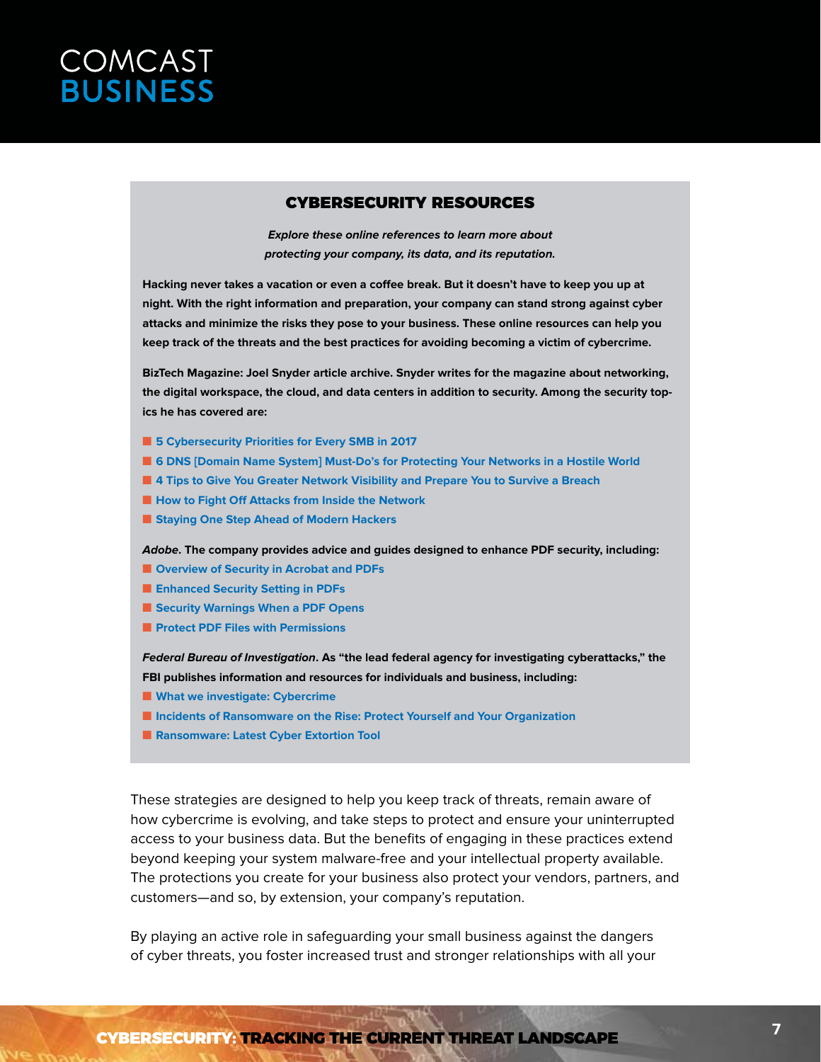## CYBERSECURITY RESOURCES

***Explore these online references to learn more about protecting your company, its data, and its reputation.***

**Hacking never takes a vacation or even a coffee break. But it doesn't have to keep you up at night. With the right information and preparation, your company can stand strong against cyber attacks and minimize the risks they pose to your business. These online resources can help you keep track of the threats and the best practices for avoiding becoming a victim of cybercrime.**

**BizTech Magazine: Joel Snyder article archive. Snyder writes for the magazine about networking, the digital workspace, the cloud, and data centers in addition to security. Among the security topics he has covered are:**

- **5 Cybersecurity Priorities for Every SMB in 2017**
- **6 DNS [Domain Name System] Must-Do's for Protecting Your Networks in a Hostile World**
- **4 Tips to Give You Greater Network Visibility and Prepare You to Survive a Breach**
- **How to Fight Off Attacks from Inside the Network**
- **Staying One Step Ahead of Modern Hackers**

***Adobe*. The company provides advice and guides designed to enhance PDF security, including:**

- **Overview of Security in Acrobat and PDFs**
- **Enhanced Security Setting in PDFs**
- **Security Warnings When a PDF Opens**
- **Protect PDF Files with Permissions**

***Federal Bureau of Investigation*. As "the lead federal agency for investigating cyberattacks," the FBI publishes information and resources for individuals and business, including:**

- **What we investigate: Cybercrime**
- **Incidents of Ransomware on the Rise: Protect Yourself and Your Organization**
- **Ransomware: Latest Cyber Extortion Tool**

These strategies are designed to help you keep track of threats, remain aware of how cybercrime is evolving, and take steps to protect and ensure your uninterrupted access to your business data. But the benefits of engaging in these practices extend beyond keeping your system malware-free and your intellectual property available. The protections you create for your business also protect your vendors, partners, and customers—and so, by extension, your company's reputation.

By playing an active role in safeguarding your small business against the dangers of cyber threats, you foster increased trust and stronger relationships with all your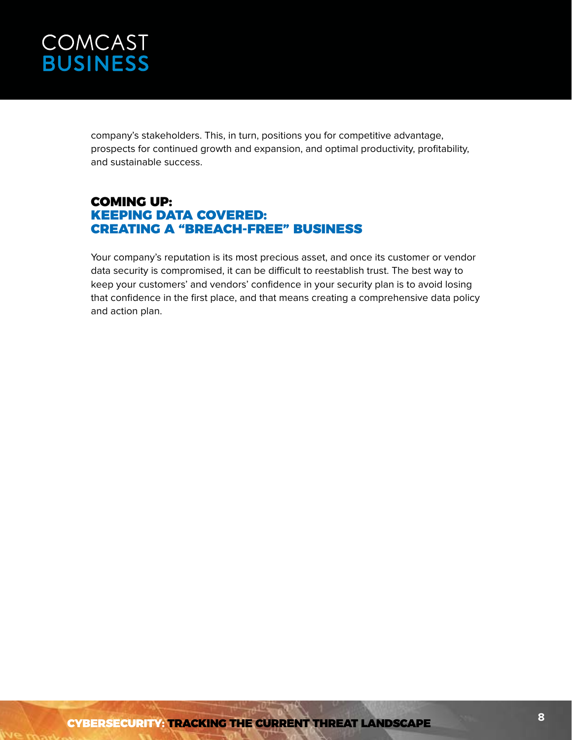company's stakeholders. This, in turn, positions you for competitive advantage, prospects for continued growth and expansion, and optimal productivity, profitability, and sustainable success.

## COMING UP: KEEPING DATA COVERED: CREATING A "BREACH-FREE" BUSINESS

Your company's reputation is its most precious asset, and once its customer or vendor data security is compromised, it can be difficult to reestablish trust. The best way to keep your customers' and vendors' confidence in your security plan is to avoid losing that confidence in the first place, and that means creating a comprehensive data policy and action plan.